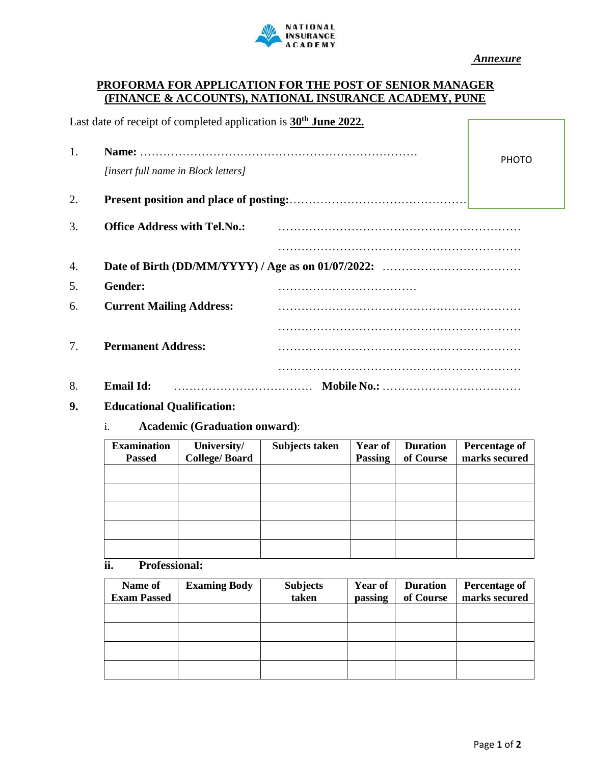NATIONAL INSURANCE ACADEMY

*Annexure*

## PROFORMA FOR APPLICATION FOR THE POST OF SENIOR MANAGER (FINANCE & ACCOUNTS), NATIONAL INSURANCE ACADEMY, PUNE

Last date of receipt of completed application is **30th June 2022.**

PHOTO

1. **Name:** ………………………………………………………………
   *[insert full name in Block letters]*
2. **Present position and place of posting:**………………………………………
3. **Office Address with Tel.No.:** ………………………………………………………
   ………………………………………………………
4. **Date of Birth (DD/MM/YYYY) / Age as on 01/07/2022:** ………………………………
5. **Gender:** ………………………………
6. **Current Mailing Address:** ………………………………………………………
   ………………………………………………………
7. **Permanent Address:** ………………………………………………………
   ………………………………………………………
8. **Email Id:** ……………………………… **Mobile No.:** ………………………………

**9. Educational Qualification:**

i. **Academic (Graduation onward)**:

| Examination Passed | University/ College/ Board | Subjects taken | Year of Passing | Duration of Course | Percentage of marks secured |
|---|---|---|---|---|---|
| | | | | | |
| | | | | | |
| | | | | | |
| | | | | | |
| | | | | | |

**ii. Professional:**

| Name of Exam Passed | Examing Body | Subjects taken | Year of passing | Duration of Course | Percentage of marks secured |
|---|---|---|---|---|---|
| | | | | | |
| | | | | | |
| | | | | | |
| | | | | | |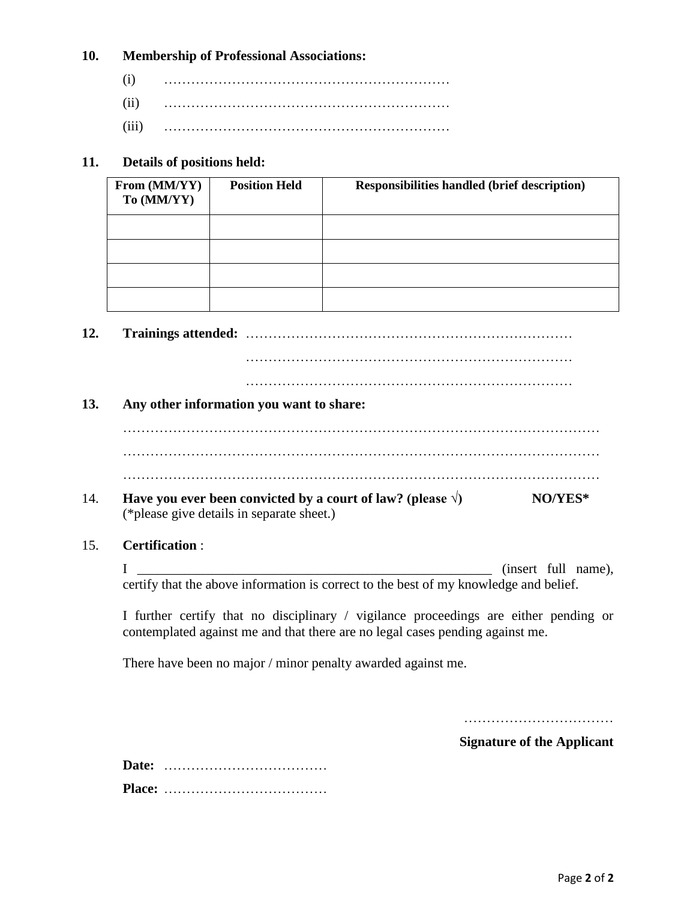**10. Membership of Professional Associations:**

(i) ………………………………………………………

(ii) ………………………………………………………

(iii) ………………………………………………………

**11. Details of positions held:**

| From (MM/YY) To (MM/YY) | Position Held | Responsibilities handled (brief description) |
|---|---|---|
| | | |
| | | |
| | | |
| | | |

**12. Trainings attended:** ………………………………………………………………

………………………………………………………………

………………………………………………………………

**13. Any other information you want to share:**

………………………………………………………………………………………

………………………………………………………………………………………

………………………………………………………………………………………

14. **Have you ever been convicted by a court of law? (please √) NO/YES***
(*please give details in separate sheet.)

15. **Certification** :

I _____________________________________________________ (insert full name), certify that the above information is correct to the best of my knowledge and belief.

I further certify that no disciplinary / vigilance proceedings are either pending or contemplated against me and that there are no legal cases pending against me.

There have been no major / minor penalty awarded against me.

……………………………

**Signature of the Applicant**

**Date:** ………………………………

**Place:** ………………………………